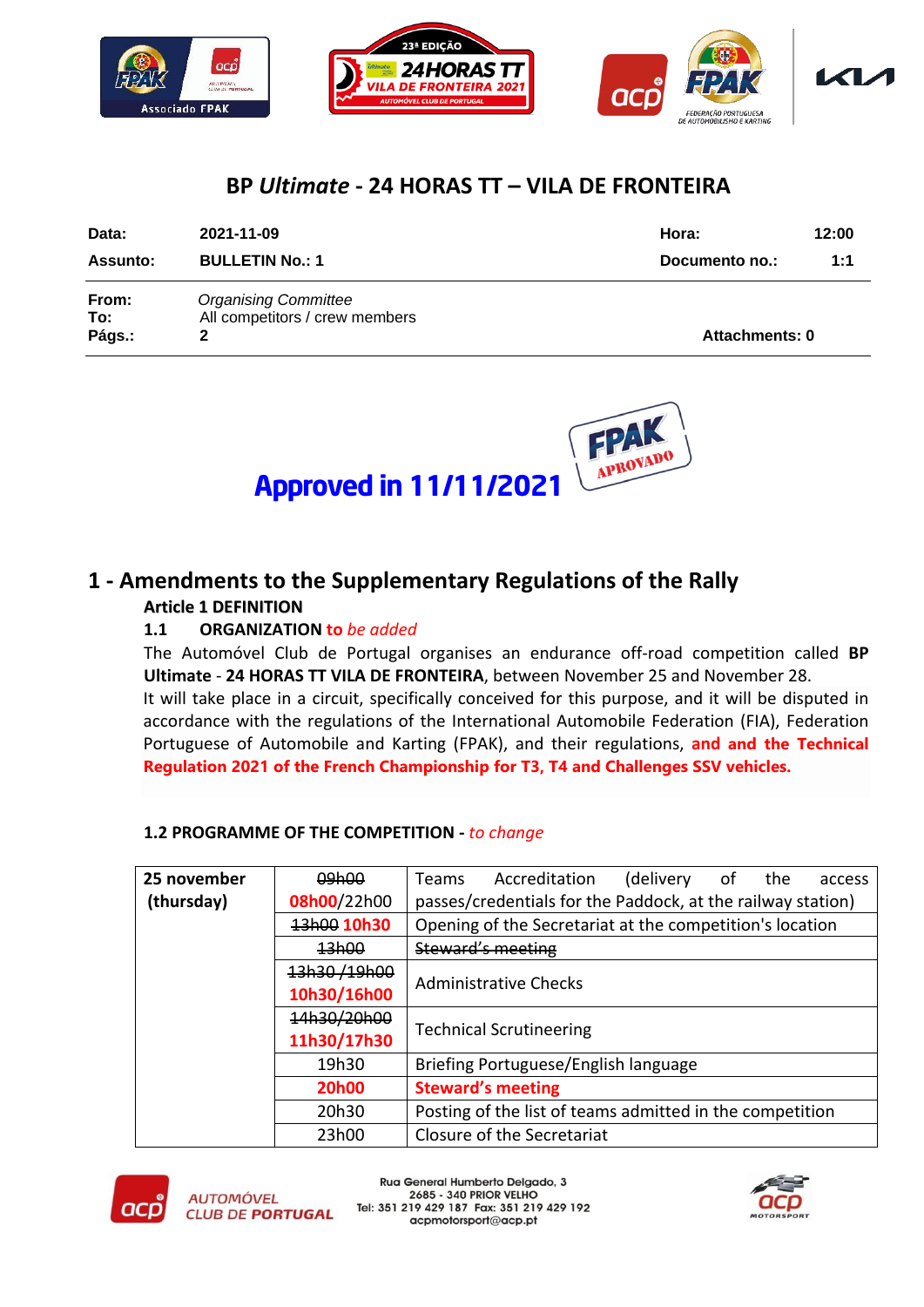# BP *Ultimate* - 24 HORAS TT – VILA DE FRONTEIRA

| | | | |
|---|---|---|---|
| **Data:** | **2021-11-09** | **Hora:** | **12:00** |
| **Assunto:** | **BULLETIN No.: 1** | **Documento no.:** | **1:1** |

**From:** *Organising Committee*
**To:** All competitors / crew members
**Págs.:** **2** — **Attachments: 0**

**Approved in 11/11/2021**

FPAK APROVADO

## 1 - Amendments to the Supplementary Regulations of the Rally

### Article 1 DEFINITION

### 1.1 ORGANIZATION to *be added*

The Automóvel Club de Portugal organises an endurance off-road competition called **BP Ultimate** - **24 HORAS TT VILA DE FRONTEIRA**, between November 25 and November 28.

It will take place in a circuit, specifically conceived for this purpose, and it will be disputed in accordance with the regulations of the International Automobile Federation (FIA), Federation Portuguese of Automobile and Karting (FPAK), and their regulations, **and and the Technical Regulation 2021 of the French Championship for T3, T4 and Challenges SSV vehicles.**

### 1.2 PROGRAMME OF THE COMPETITION - *to change*

| | | |
|---|---|---|
| **25 november (thursday)** | ~~09h00~~ 08h00/22h00 | Teams Accreditation (delivery of the access passes/credentials for the Paddock, at the railway station) |
| | ~~13h00~~ 10h30 | Opening of the Secretariat at the competition's location |
| | ~~13h00~~ | ~~Steward's meeting~~ |
| | ~~13h30 /19h00~~ 10h30/16h00 | Administrative Checks |
| | ~~14h30/20h00~~ 11h30/17h30 | Technical Scrutineering |
| | 19h30 | Briefing Portuguese/English language |
| | **20h00** | **Steward's meeting** |
| | 20h30 | Posting of the list of teams admitted in the competition |
| | 23h00 | Closure of the Secretariat |

AUTOMÓVEL CLUB DE PORTUGAL
Rua General Humberto Delgado, 3
2685 - 340 PRIOR VELHO
Tel: 351 219 429 187 Fax: 351 219 429 192
acpmotorsport@acp.pt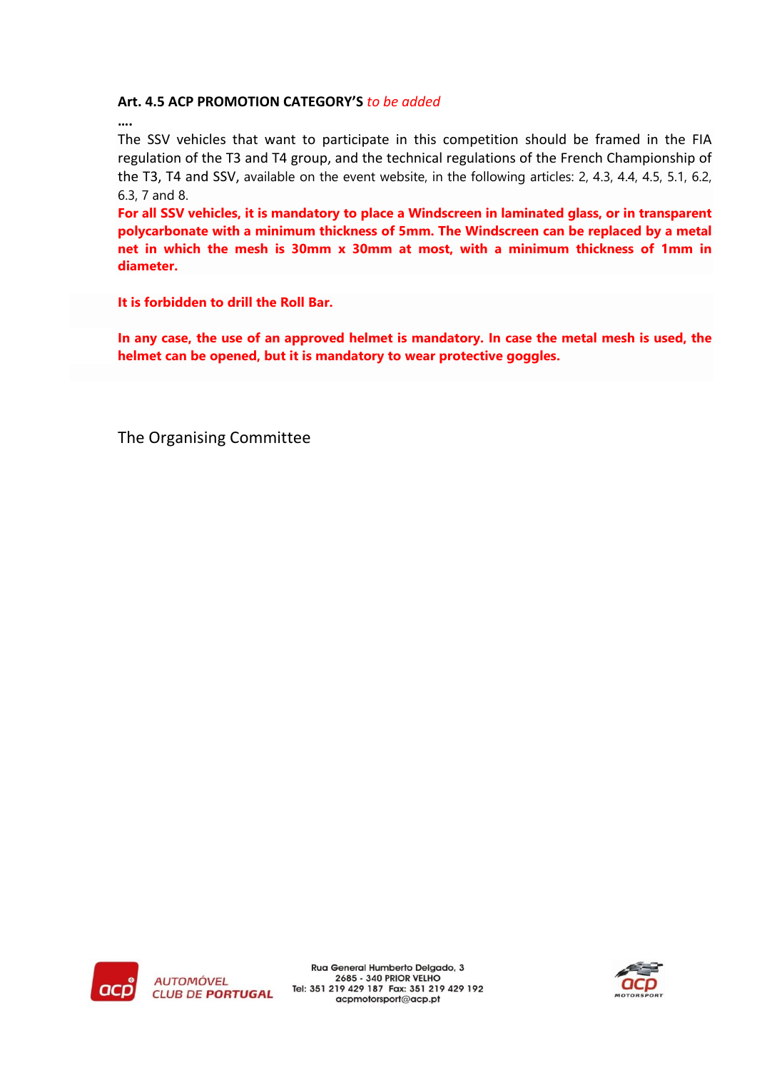**Art. 4.5 ACP PROMOTION CATEGORY'S** *to be added*

**….**

The SSV vehicles that want to participate in this competition should be framed in the FIA regulation of the T3 and T4 group, and the technical regulations of the French Championship of the T3, T4 and SSV, available on the event website, in the following articles: 2, 4.3, 4.4, 4.5, 5.1, 6.2, 6.3, 7 and 8.

**For all SSV vehicles, it is mandatory to place a Windscreen in laminated glass, or in transparent polycarbonate with a minimum thickness of 5mm. The Windscreen can be replaced by a metal net in which the mesh is 30mm x 30mm at most, with a minimum thickness of 1mm in diameter.**

**It is forbidden to drill the Roll Bar.**

**In any case, the use of an approved helmet is mandatory. In case the metal mesh is used, the helmet can be opened, but it is mandatory to wear protective goggles.**

The Organising Committee

AUTOMÓVEL CLUB DE PORTUGAL

Rua General Humberto Delgado, 3
2685 - 340 PRIOR VELHO
Tel: 351 219 429 187 Fax: 351 219 429 192
acpmotorsport@acp.pt